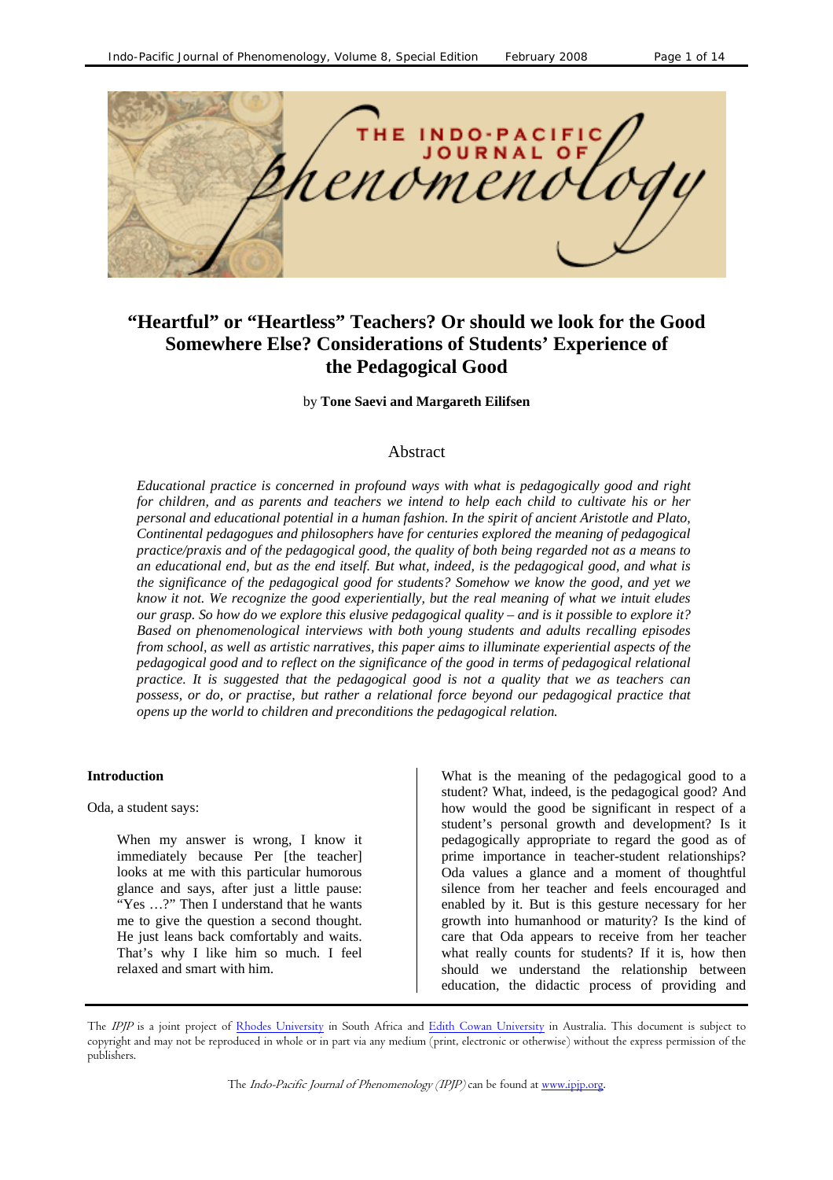# "Heartful" or "Heartless" Teachers? Or should we look for the Good Somewhere Else? Considerations of Students' Experience of the Pedagogical Good

by **Tone Saevi and Margareth Eilifsen**

## Abstract

*Educational practice is concerned in profound ways with what is pedagogically good and right for children, and as parents and teachers we intend to help each child to cultivate his or her personal and educational potential in a human fashion. In the spirit of ancient Aristotle and Plato, Continental pedagogues and philosophers have for centuries explored the meaning of pedagogical practice/praxis and of the pedagogical good, the quality of both being regarded not as a means to an educational end, but as the end itself. But what, indeed, is the pedagogical good, and what is the significance of the pedagogical good for students? Somehow we know the good, and yet we know it not. We recognize the good experientially, but the real meaning of what we intuit eludes our grasp. So how do we explore this elusive pedagogical quality – and is it possible to explore it? Based on phenomenological interviews with both young students and adults recalling episodes from school, as well as artistic narratives, this paper aims to illuminate experiential aspects of the pedagogical good and to reflect on the significance of the good in terms of pedagogical relational practice. It is suggested that the pedagogical good is not a quality that we as teachers can possess, or do, or practise, but rather a relational force beyond our pedagogical practice that opens up the world to children and preconditions the pedagogical relation.*

### Introduction

Oda, a student says:

> When my answer is wrong, I know it immediately because Per [the teacher] looks at me with this particular humorous glance and says, after just a little pause: "Yes …?" Then I understand that he wants me to give the question a second thought. He just leans back comfortably and waits. That's why I like him so much. I feel relaxed and smart with him.

What is the meaning of the pedagogical good to a student? What, indeed, is the pedagogical good? And how would the good be significant in respect of a student's personal growth and development? Is it pedagogically appropriate to regard the good as of prime importance in teacher-student relationships? Oda values a glance and a moment of thoughtful silence from her teacher and feels encouraged and enabled by it. But is this gesture necessary for her growth into humanhood or maturity? Is the kind of care that Oda appears to receive from her teacher what really counts for students? If it is, how then should we understand the relationship between education, the didactic process of providing and

The *IPJP* is a joint project of Rhodes University in South Africa and Edith Cowan University in Australia. This document is subject to copyright and may not be reproduced in whole or in part via any medium (print, electronic or otherwise) without the express permission of the publishers.

The *Indo-Pacific Journal of Phenomenology (IPJP)* can be found at www.ipjp.org.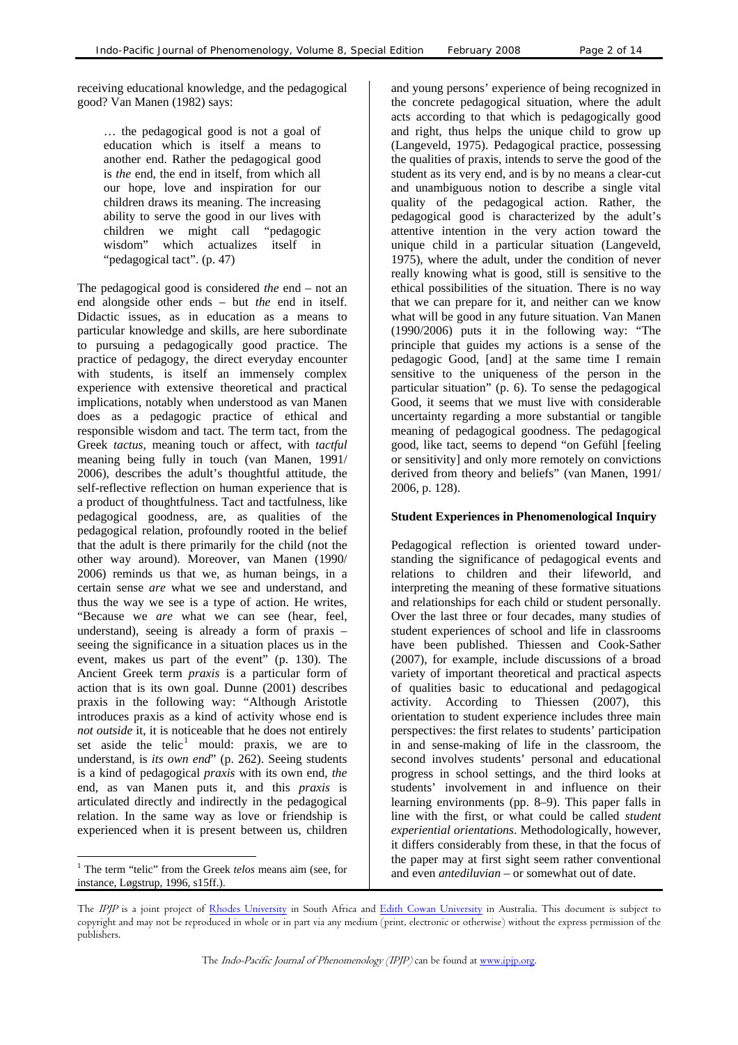receiving educational knowledge, and the pedagogical good? Van Manen (1982) says:

> … the pedagogical good is not a goal of education which is itself a means to another end. Rather the pedagogical good is *the* end, the end in itself, from which all our hope, love and inspiration for our children draws its meaning. The increasing ability to serve the good in our lives with children we might call "pedagogic wisdom" which actualizes itself in "pedagogical tact". (p. 47)

The pedagogical good is considered *the* end – not an end alongside other ends – but *the* end in itself. Didactic issues, as in education as a means to particular knowledge and skills, are here subordinate to pursuing a pedagogically good practice. The practice of pedagogy, the direct everyday encounter with students, is itself an immensely complex experience with extensive theoretical and practical implications, notably when understood as van Manen does as a pedagogic practice of ethical and responsible wisdom and tact. The term tact, from the Greek *tactus*, meaning touch or affect, with *tactful* meaning being fully in touch (van Manen, 1991/ 2006), describes the adult's thoughtful attitude, the self-reflective reflection on human experience that is a product of thoughtfulness. Tact and tactfulness, like pedagogical goodness, are, as qualities of the pedagogical relation, profoundly rooted in the belief that the adult is there primarily for the child (not the other way around). Moreover, van Manen (1990/ 2006) reminds us that we, as human beings, in a certain sense *are* what we see and understand, and thus the way we see is a type of action. He writes, "Because we *are* what we can see (hear, feel, understand), seeing is already a form of praxis – seeing the significance in a situation places us in the event, makes us part of the event" (p. 130). The Ancient Greek term *praxis* is a particular form of action that is its own goal. Dunne (2001) describes praxis in the following way: "Although Aristotle introduces praxis as a kind of activity whose end is *not outside* it, it is noticeable that he does not entirely set aside the telic[1] mould: praxis, we are to understand, is *its own end*" (p. 262). Seeing students is a kind of pedagogical *praxis* with its own end, *the* end, as van Manen puts it, and this *praxis* is articulated directly and indirectly in the pedagogical relation. In the same way as love or friendship is experienced when it is present between us, children and young persons' experience of being recognized in the concrete pedagogical situation, where the adult acts according to that which is pedagogically good and right, thus helps the unique child to grow up (Langeveld, 1975). Pedagogical practice, possessing the qualities of praxis, intends to serve the good of the student as its very end, and is by no means a clear-cut and unambiguous notion to describe a single vital quality of the pedagogical action. Rather, the pedagogical good is characterized by the adult's attentive intention in the very action toward the unique child in a particular situation (Langeveld, 1975), where the adult, under the condition of never really knowing what is good, still is sensitive to the ethical possibilities of the situation. There is no way that we can prepare for it, and neither can we know what will be good in any future situation. Van Manen (1990/2006) puts it in the following way: "The principle that guides my actions is a sense of the pedagogic Good, [and] at the same time I remain sensitive to the uniqueness of the person in the particular situation" (p. 6). To sense the pedagogical Good, it seems that we must live with considerable uncertainty regarding a more substantial or tangible meaning of pedagogical goodness. The pedagogical good, like tact, seems to depend "on Gefühl [feeling or sensitivity] and only more remotely on convictions derived from theory and beliefs" (van Manen, 1991/ 2006, p. 128).

### Student Experiences in Phenomenological Inquiry

Pedagogical reflection is oriented toward understanding the significance of pedagogical events and relations to children and their lifeworld, and interpreting the meaning of these formative situations and relationships for each child or student personally. Over the last three or four decades, many studies of student experiences of school and life in classrooms have been published. Thiessen and Cook-Sather (2007), for example, include discussions of a broad variety of important theoretical and practical aspects of qualities basic to educational and pedagogical activity. According to Thiessen (2007), this orientation to student experience includes three main perspectives: the first relates to students' participation in and sense-making of life in the classroom, the second involves students' personal and educational progress in school settings, and the third looks at students' involvement in and influence on their learning environments (pp. 8–9). This paper falls in line with the first, or what could be called *student experiential orientations*. Methodologically, however, it differs considerably from these, in that the focus of the paper may at first sight seem rather conventional and even *antediluvian* – or somewhat out of date.

[1] The term "telic" from the Greek *telos* means aim (see, for instance, Løgstrup, 1996, s15ff.).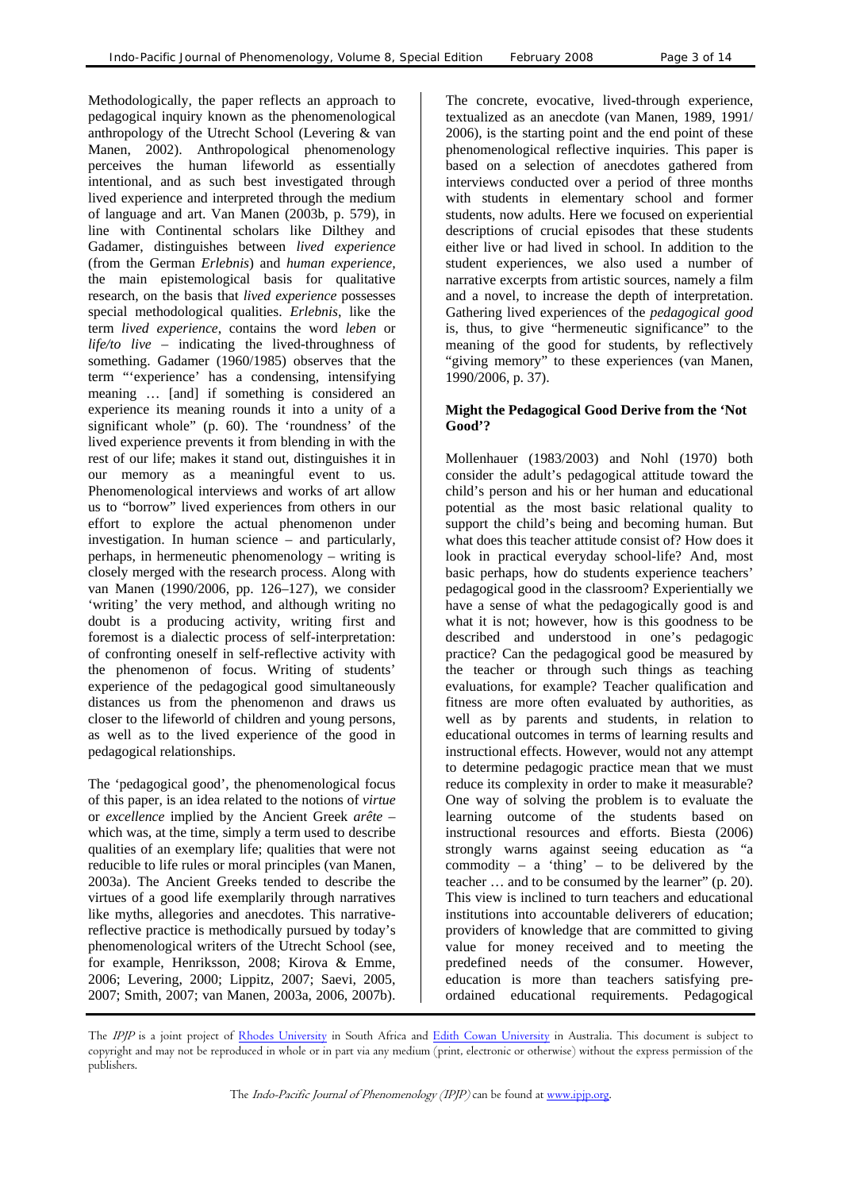Methodologically, the paper reflects an approach to pedagogical inquiry known as the phenomenological anthropology of the Utrecht School (Levering & van Manen, 2002). Anthropological phenomenology perceives the human lifeworld as essentially intentional, and as such best investigated through lived experience and interpreted through the medium of language and art. Van Manen (2003b, p. 579), in line with Continental scholars like Dilthey and Gadamer, distinguishes between *lived experience* (from the German *Erlebnis*) and *human experience*, the main epistemological basis for qualitative research, on the basis that *lived experience* possesses special methodological qualities. *Erlebnis*, like the term *lived experience*, contains the word *leben* or *life/to live* – indicating the lived-throughness of something. Gadamer (1960/1985) observes that the term "'experience' has a condensing, intensifying meaning … [and] if something is considered an experience its meaning rounds it into a unity of a significant whole" (p. 60). The 'roundness' of the lived experience prevents it from blending in with the rest of our life; makes it stand out, distinguishes it in our memory as a meaningful event to us. Phenomenological interviews and works of art allow us to "borrow" lived experiences from others in our effort to explore the actual phenomenon under investigation. In human science – and particularly, perhaps, in hermeneutic phenomenology – writing is closely merged with the research process. Along with van Manen (1990/2006, pp. 126–127), we consider 'writing' the very method, and although writing no doubt is a producing activity, writing first and foremost is a dialectic process of self-interpretation: of confronting oneself in self-reflective activity with the phenomenon of focus. Writing of students' experience of the pedagogical good simultaneously distances us from the phenomenon and draws us closer to the lifeworld of children and young persons, as well as to the lived experience of the good in pedagogical relationships.

The 'pedagogical good', the phenomenological focus of this paper, is an idea related to the notions of *virtue* or *excellence* implied by the Ancient Greek *arête* – which was, at the time, simply a term used to describe qualities of an exemplary life; qualities that were not reducible to life rules or moral principles (van Manen, 2003a). The Ancient Greeks tended to describe the virtues of a good life exemplarily through narratives like myths, allegories and anecdotes. This narrative-reflective practice is methodically pursued by today's phenomenological writers of the Utrecht School (see, for example, Henriksson, 2008; Kirova & Emme, 2006; Levering, 2000; Lippitz, 2007; Saevi, 2005, 2007; Smith, 2007; van Manen, 2003a, 2006, 2007b). The concrete, evocative, lived-through experience, textualized as an anecdote (van Manen, 1989, 1991/2006), is the starting point and the end point of these phenomenological reflective inquiries. This paper is based on a selection of anecdotes gathered from interviews conducted over a period of three months with students in elementary school and former students, now adults. Here we focused on experiential descriptions of crucial episodes that these students either live or had lived in school. In addition to the student experiences, we also used a number of narrative excerpts from artistic sources, namely a film and a novel, to increase the depth of interpretation. Gathering lived experiences of the *pedagogical good* is, thus, to give "hermeneutic significance" to the meaning of the good for students, by reflectively "giving memory" to these experiences (van Manen, 1990/2006, p. 37).

## Might the Pedagogical Good Derive from the 'Not Good'?

Mollenhauer (1983/2003) and Nohl (1970) both consider the adult's pedagogical attitude toward the child's person and his or her human and educational potential as the most basic relational quality to support the child's being and becoming human. But what does this teacher attitude consist of? How does it look in practical everyday school-life? And, most basic perhaps, how do students experience teachers' pedagogical good in the classroom? Experientially we have a sense of what the pedagogically good is and what it is not; however, how is this goodness to be described and understood in one's pedagogic practice? Can the pedagogical good be measured by the teacher or through such things as teaching evaluations, for example? Teacher qualification and fitness are more often evaluated by authorities, as well as by parents and students, in relation to educational outcomes in terms of learning results and instructional effects. However, would not any attempt to determine pedagogic practice mean that we must reduce its complexity in order to make it measurable? One way of solving the problem is to evaluate the learning outcome of the students based on instructional resources and efforts. Biesta (2006) strongly warns against seeing education as "a commodity – a 'thing' – to be delivered by the teacher … and to be consumed by the learner" (p. 20). This view is inclined to turn teachers and educational institutions into accountable deliverers of education; providers of knowledge that are committed to giving value for money received and to meeting the predefined needs of the consumer. However, education is more than teachers satisfying pre-ordained educational requirements. Pedagogical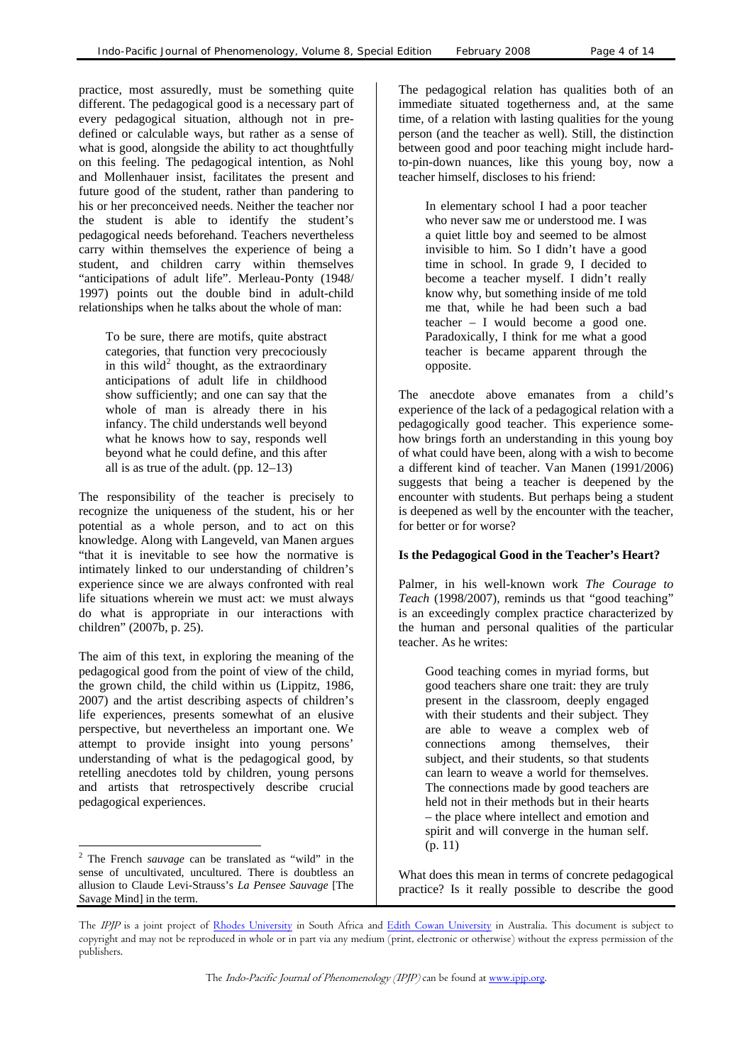practice, most assuredly, must be something quite different. The pedagogical good is a necessary part of every pedagogical situation, although not in pre-defined or calculable ways, but rather as a sense of what is good, alongside the ability to act thoughtfully on this feeling. The pedagogical intention, as Nohl and Mollenhauer insist, facilitates the present and future good of the student, rather than pandering to his or her preconceived needs. Neither the teacher nor the student is able to identify the student's pedagogical needs beforehand. Teachers nevertheless carry within themselves the experience of being a student, and children carry within themselves "anticipations of adult life". Merleau-Ponty (1948/ 1997) points out the double bind in adult-child relationships when he talks about the whole of man:

> To be sure, there are motifs, quite abstract categories, that function very precociously in this wild[2] thought, as the extraordinary anticipations of adult life in childhood show sufficiently; and one can say that the whole of man is already there in his infancy. The child understands well beyond what he knows how to say, responds well beyond what he could define, and this after all is as true of the adult. (pp. 12–13)

The responsibility of the teacher is precisely to recognize the uniqueness of the student, his or her potential as a whole person, and to act on this knowledge. Along with Langeveld, van Manen argues "that it is inevitable to see how the normative is intimately linked to our understanding of children's experience since we are always confronted with real life situations wherein we must act: we must always do what is appropriate in our interactions with children" (2007b, p. 25).

The aim of this text, in exploring the meaning of the pedagogical good from the point of view of the child, the grown child, the child within us (Lippitz, 1986, 2007) and the artist describing aspects of children's life experiences, presents somewhat of an elusive perspective, but nevertheless an important one. We attempt to provide insight into young persons' understanding of what is the pedagogical good, by retelling anecdotes told by children, young persons and artists that retrospectively describe crucial pedagogical experiences.

The pedagogical relation has qualities both of an immediate situated togetherness and, at the same time, of a relation with lasting qualities for the young person (and the teacher as well). Still, the distinction between good and poor teaching might include hard-to-pin-down nuances, like this young boy, now a teacher himself, discloses to his friend:

> In elementary school I had a poor teacher who never saw me or understood me. I was a quiet little boy and seemed to be almost invisible to him. So I didn't have a good time in school. In grade 9, I decided to become a teacher myself. I didn't really know why, but something inside of me told me that, while he had been such a bad teacher – I would become a good one. Paradoxically, I think for me what a good teacher is became apparent through the opposite.

The anecdote above emanates from a child's experience of the lack of a pedagogical relation with a pedagogically good teacher. This experience somehow brings forth an understanding in this young boy of what could have been, along with a wish to become a different kind of teacher. Van Manen (1991/2006) suggests that being a teacher is deepened by the encounter with students. But perhaps being a student is deepened as well by the encounter with the teacher, for better or for worse?

### Is the Pedagogical Good in the Teacher's Heart?

Palmer, in his well-known work *The Courage to Teach* (1998/2007), reminds us that "good teaching" is an exceedingly complex practice characterized by the human and personal qualities of the particular teacher. As he writes:

> Good teaching comes in myriad forms, but good teachers share one trait: they are truly present in the classroom, deeply engaged with their students and their subject. They are able to weave a complex web of connections among themselves, their subject, and their students, so that students can learn to weave a world for themselves. The connections made by good teachers are held not in their methods but in their hearts – the place where intellect and emotion and spirit and will converge in the human self. (p. 11)

What does this mean in terms of concrete pedagogical practice? Is it really possible to describe the good

---

[2] The French *sauvage* can be translated as "wild" in the sense of uncultivated, uncultured. There is doubtless an allusion to Claude Levi-Strauss's *La Pensee Sauvage* [The Savage Mind] in the term.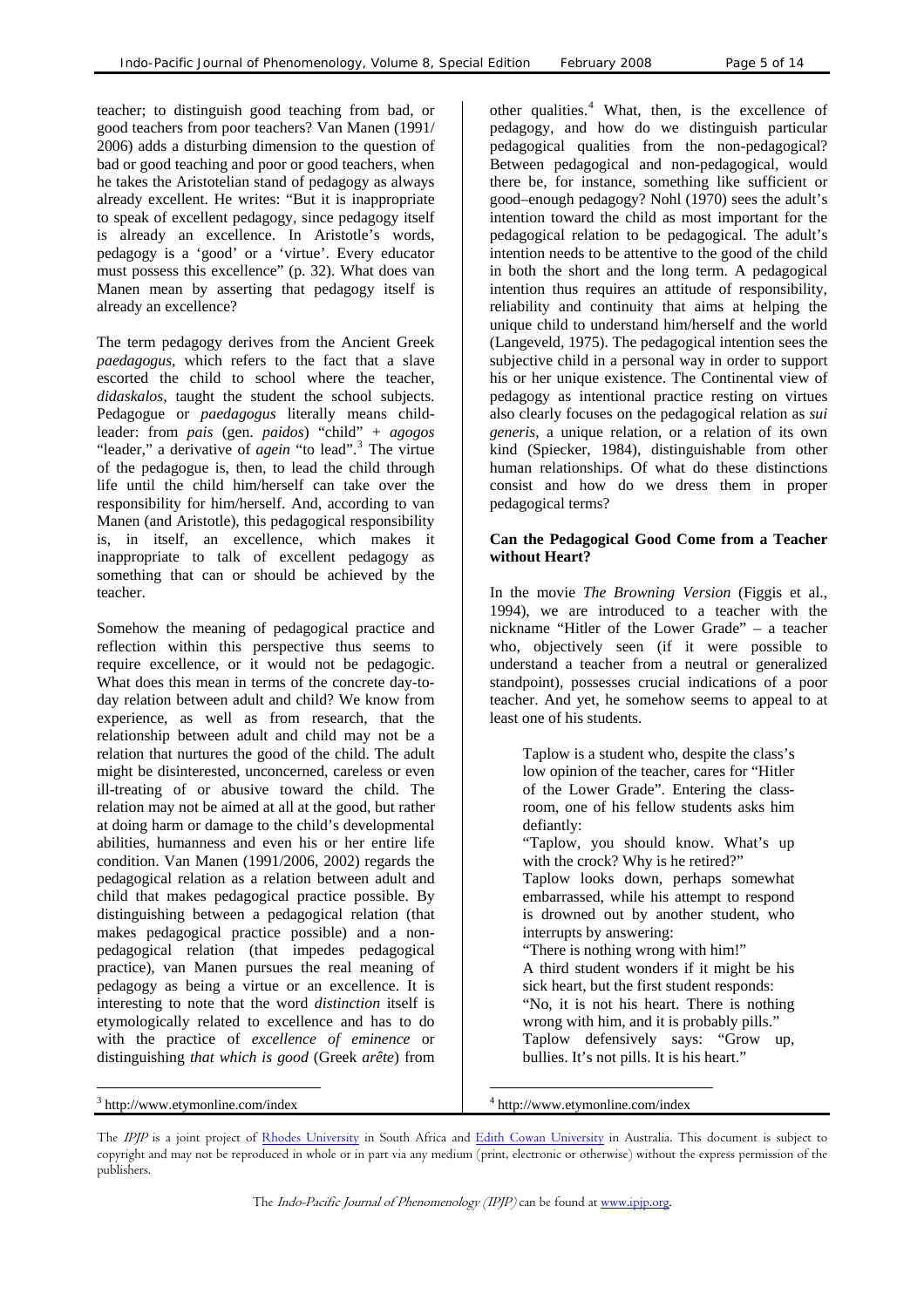teacher; to distinguish good teaching from bad, or good teachers from poor teachers? Van Manen (1991/2006) adds a disturbing dimension to the question of bad or good teaching and poor or good teachers, when he takes the Aristotelian stand of pedagogy as always already excellent. He writes: "But it is inappropriate to speak of excellent pedagogy, since pedagogy itself is already an excellence. In Aristotle's words, pedagogy is a 'good' or a 'virtue'. Every educator must possess this excellence" (p. 32). What does van Manen mean by asserting that pedagogy itself is already an excellence?

The term pedagogy derives from the Ancient Greek *paedagogus*, which refers to the fact that a slave escorted the child to school where the teacher, *didaskalos*, taught the student the school subjects. Pedagogue or *paedagogus* literally means child-leader: from *pais* (gen. *paidos*) "child" + *agogos* "leader," a derivative of *agein* "to lead".[3] The virtue of the pedagogue is, then, to lead the child through life until the child him/herself can take over the responsibility for him/herself. And, according to van Manen (and Aristotle), this pedagogical responsibility is, in itself, an excellence, which makes it inappropriate to talk of excellent pedagogy as something that can or should be achieved by the teacher.

Somehow the meaning of pedagogical practice and reflection within this perspective thus seems to require excellence, or it would not be pedagogic. What does this mean in terms of the concrete day-to-day relation between adult and child? We know from experience, as well as from research, that the relationship between adult and child may not be a relation that nurtures the good of the child. The adult might be disinterested, unconcerned, careless or even ill-treating of or abusive toward the child. The relation may not be aimed at all at the good, but rather at doing harm or damage to the child's developmental abilities, humanness and even his or her entire life condition. Van Manen (1991/2006, 2002) regards the pedagogical relation as a relation between adult and child that makes pedagogical practice possible. By distinguishing between a pedagogical relation (that makes pedagogical practice possible) and a non-pedagogical relation (that impedes pedagogical practice), van Manen pursues the real meaning of pedagogy as being a virtue or an excellence. It is interesting to note that the word *distinction* itself is etymologically related to excellence and has to do with the practice of *excellence of eminence* or distinguishing *that which is good* (Greek *arête*) from other qualities.[4] What, then, is the excellence of pedagogy, and how do we distinguish particular pedagogical qualities from the non-pedagogical? Between pedagogical and non-pedagogical, would there be, for instance, something like sufficient or good–enough pedagogy? Nohl (1970) sees the adult's intention toward the child as most important for the pedagogical relation to be pedagogical. The adult's intention needs to be attentive to the good of the child in both the short and the long term. A pedagogical intention thus requires an attitude of responsibility, reliability and continuity that aims at helping the unique child to understand him/herself and the world (Langeveld, 1975). The pedagogical intention sees the subjective child in a personal way in order to support his or her unique existence. The Continental view of pedagogy as intentional practice resting on virtues also clearly focuses on the pedagogical relation as *sui generis*, a unique relation, or a relation of its own kind (Spiecker, 1984), distinguishable from other human relationships. Of what do these distinctions consist and how do we dress them in proper pedagogical terms?

**Can the Pedagogical Good Come from a Teacher without Heart?**

In the movie *The Browning Version* (Figgis et al., 1994), we are introduced to a teacher with the nickname "Hitler of the Lower Grade" – a teacher who, objectively seen (if it were possible to understand a teacher from a neutral or generalized standpoint), possesses crucial indications of a poor teacher. And yet, he somehow seems to appeal to at least one of his students.

> Taplow is a student who, despite the class's low opinion of the teacher, cares for "Hitler of the Lower Grade". Entering the class-room, one of his fellow students asks him defiantly:
> "Taplow, you should know. What's up with the crock? Why is he retired?"
> Taplow looks down, perhaps somewhat embarrassed, while his attempt to respond is drowned out by another student, who interrupts by answering:
> "There is nothing wrong with him!"
> A third student wonders if it might be his sick heart, but the first student responds:
> "No, it is not his heart. There is nothing wrong with him, and it is probably pills."
> Taplow defensively says: "Grow up, bullies. It's not pills. It is his heart."

[3] http://www.etymonline.com/index

[4] http://www.etymonline.com/index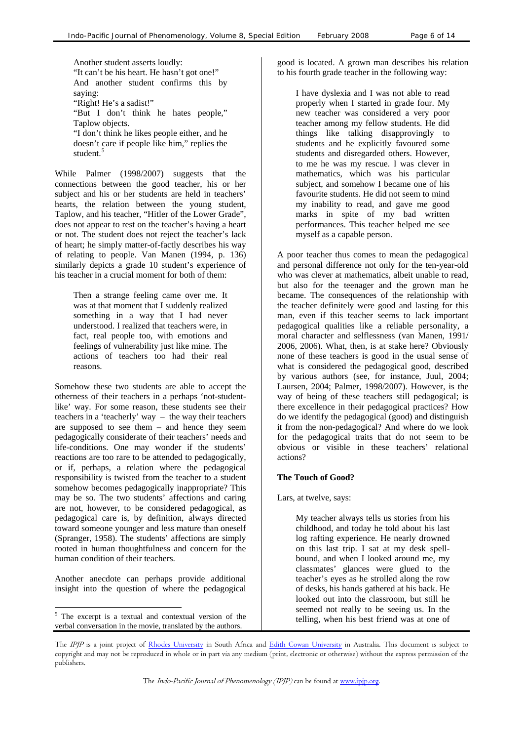> Another student asserts loudly:
> "It can't be his heart. He hasn't got one!"
> And another student confirms this by saying:
> "Right! He's a sadist!"
> "But I don't think he hates people," Taplow objects.
> "I don't think he likes people either, and he doesn't care if people like him," replies the student.[5]

While Palmer (1998/2007) suggests that the connections between the good teacher, his or her subject and his or her students are held in teachers' hearts, the relation between the young student, Taplow, and his teacher, "Hitler of the Lower Grade", does not appear to rest on the teacher's having a heart or not. The student does not reject the teacher's lack of heart; he simply matter-of-factly describes his way of relating to people. Van Manen (1994, p. 136) similarly depicts a grade 10 student's experience of his teacher in a crucial moment for both of them:

> Then a strange feeling came over me. It was at that moment that I suddenly realized something in a way that I had never understood. I realized that teachers were, in fact, real people too, with emotions and feelings of vulnerability just like mine. The actions of teachers too had their real reasons.

Somehow these two students are able to accept the otherness of their teachers in a perhaps 'not-student-like' way. For some reason, these students see their teachers in a 'teacherly' way – the way their teachers are supposed to see them – and hence they seem pedagogically considerate of their teachers' needs and life-conditions. One may wonder if the students' reactions are too rare to be attended to pedagogically, or if, perhaps, a relation where the pedagogical responsibility is twisted from the teacher to a student somehow becomes pedagogically inappropriate? This may be so. The two students' affections and caring are not, however, to be considered pedagogical, as pedagogical care is, by definition, always directed toward someone younger and less mature than oneself (Spranger, 1958). The students' affections are simply rooted in human thoughtfulness and concern for the human condition of their teachers.

Another anecdote can perhaps provide additional insight into the question of where the pedagogical good is located. A grown man describes his relation to his fourth grade teacher in the following way:

> I have dyslexia and I was not able to read properly when I started in grade four. My new teacher was considered a very poor teacher among my fellow students. He did things like talking disapprovingly to students and he explicitly favoured some students and disregarded others. However, to me he was my rescue. I was clever in mathematics, which was his particular subject, and somehow I became one of his favourite students. He did not seem to mind my inability to read, and gave me good marks in spite of my bad written performances. This teacher helped me see myself as a capable person.

A poor teacher thus comes to mean the pedagogical and personal difference not only for the ten-year-old who was clever at mathematics, albeit unable to read, but also for the teenager and the grown man he became. The consequences of the relationship with the teacher definitely were good and lasting for this man, even if this teacher seems to lack important pedagogical qualities like a reliable personality, a moral character and selflessness (van Manen, 1991/2006, 2006). What, then, is at stake here? Obviously none of these teachers is good in the usual sense of what is considered the pedagogical good, described by various authors (see, for instance, Juul, 2004; Laursen, 2004; Palmer, 1998/2007). However, is the way of being of these teachers still pedagogical; is there excellence in their pedagogical practices? How do we identify the pedagogical (good) and distinguish it from the non-pedagogical? And where do we look for the pedagogical traits that do not seem to be obvious or visible in these teachers' relational actions?

**The Touch of Good?**

Lars, at twelve, says:

> My teacher always tells us stories from his childhood, and today he told about his last log rafting experience. He nearly drowned on this last trip. I sat at my desk spell-bound, and when I looked around me, my classmates' glances were glued to the teacher's eyes as he strolled along the row of desks, his hands gathered at his back. He looked out into the classroom, but still he seemed not really to be seeing us. In the telling, when his best friend was at one of

[5] The excerpt is a textual and contextual version of the verbal conversation in the movie, translated by the authors.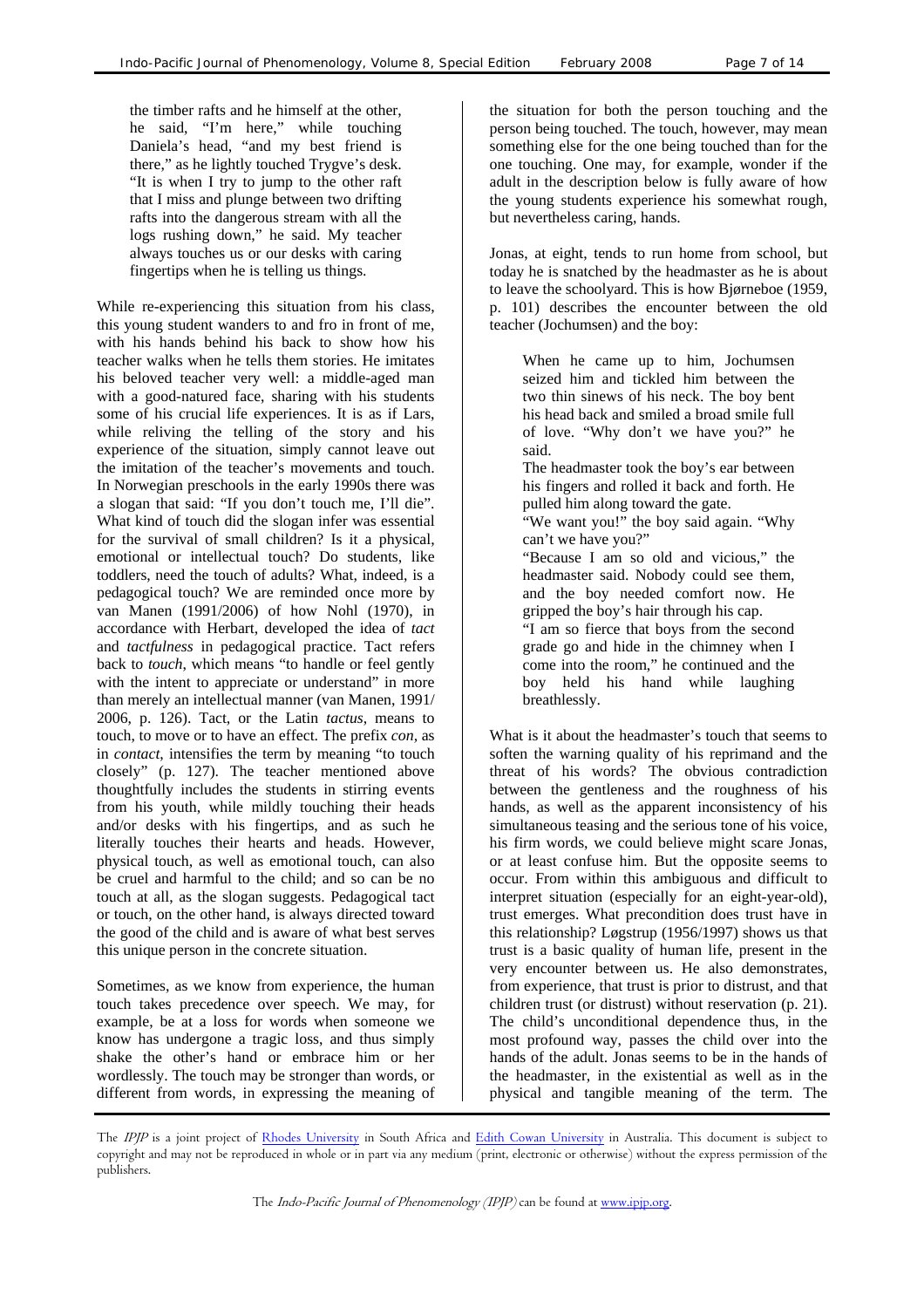> the timber rafts and he himself at the other, he said, "I'm here," while touching Daniela's head, "and my best friend is there," as he lightly touched Trygve's desk. "It is when I try to jump to the other raft that I miss and plunge between two drifting rafts into the dangerous stream with all the logs rushing down," he said. My teacher always touches us or our desks with caring fingertips when he is telling us things.

While re-experiencing this situation from his class, this young student wanders to and fro in front of me, with his hands behind his back to show how his teacher walks when he tells them stories. He imitates his beloved teacher very well: a middle-aged man with a good-natured face, sharing with his students some of his crucial life experiences. It is as if Lars, while reliving the telling of the story and his experience of the situation, simply cannot leave out the imitation of the teacher's movements and touch. In Norwegian preschools in the early 1990s there was a slogan that said: "If you don't touch me, I'll die". What kind of touch did the slogan infer was essential for the survival of small children? Is it a physical, emotional or intellectual touch? Do students, like toddlers, need the touch of adults? What, indeed, is a pedagogical touch? We are reminded once more by van Manen (1991/2006) of how Nohl (1970), in accordance with Herbart, developed the idea of *tact* and *tactfulness* in pedagogical practice. Tact refers back to *touch*, which means "to handle or feel gently with the intent to appreciate or understand" in more than merely an intellectual manner (van Manen, 1991/ 2006, p. 126). Tact, or the Latin *tactus*, means to touch, to move or to have an effect. The prefix *con*, as in *contact*, intensifies the term by meaning "to touch closely" (p. 127). The teacher mentioned above thoughtfully includes the students in stirring events from his youth, while mildly touching their heads and/or desks with his fingertips, and as such he literally touches their hearts and heads. However, physical touch, as well as emotional touch, can also be cruel and harmful to the child; and so can be no touch at all, as the slogan suggests. Pedagogical tact or touch, on the other hand, is always directed toward the good of the child and is aware of what best serves this unique person in the concrete situation.

Sometimes, as we know from experience, the human touch takes precedence over speech. We may, for example, be at a loss for words when someone we know has undergone a tragic loss, and thus simply shake the other's hand or embrace him or her wordlessly. The touch may be stronger than words, or different from words, in expressing the meaning of the situation for both the person touching and the person being touched. The touch, however, may mean something else for the one being touched than for the one touching. One may, for example, wonder if the adult in the description below is fully aware of how the young students experience his somewhat rough, but nevertheless caring, hands.

Jonas, at eight, tends to run home from school, but today he is snatched by the headmaster as he is about to leave the schoolyard. This is how Bjørneboe (1959, p. 101) describes the encounter between the old teacher (Jochumsen) and the boy:

> When he came up to him, Jochumsen seized him and tickled him between the two thin sinews of his neck. The boy bent his head back and smiled a broad smile full of love. "Why don't we have you?" he said.
>
> The headmaster took the boy's ear between his fingers and rolled it back and forth. He pulled him along toward the gate.
>
> "We want you!" the boy said again. "Why can't we have you?"
>
> "Because I am so old and vicious," the headmaster said. Nobody could see them, and the boy needed comfort now. He gripped the boy's hair through his cap.
>
> "I am so fierce that boys from the second grade go and hide in the chimney when I come into the room," he continued and the boy held his hand while laughing breathlessly.

What is it about the headmaster's touch that seems to soften the warning quality of his reprimand and the threat of his words? The obvious contradiction between the gentleness and the roughness of his hands, as well as the apparent inconsistency of his simultaneous teasing and the serious tone of his voice, his firm words, we could believe might scare Jonas, or at least confuse him. But the opposite seems to occur. From within this ambiguous and difficult to interpret situation (especially for an eight-year-old), trust emerges. What precondition does trust have in this relationship? Løgstrup (1956/1997) shows us that trust is a basic quality of human life, present in the very encounter between us. He also demonstrates, from experience, that trust is prior to distrust, and that children trust (or distrust) without reservation (p. 21). The child's unconditional dependence thus, in the most profound way, passes the child over into the hands of the adult. Jonas seems to be in the hands of the headmaster, in the existential as well as in the physical and tangible meaning of the term. The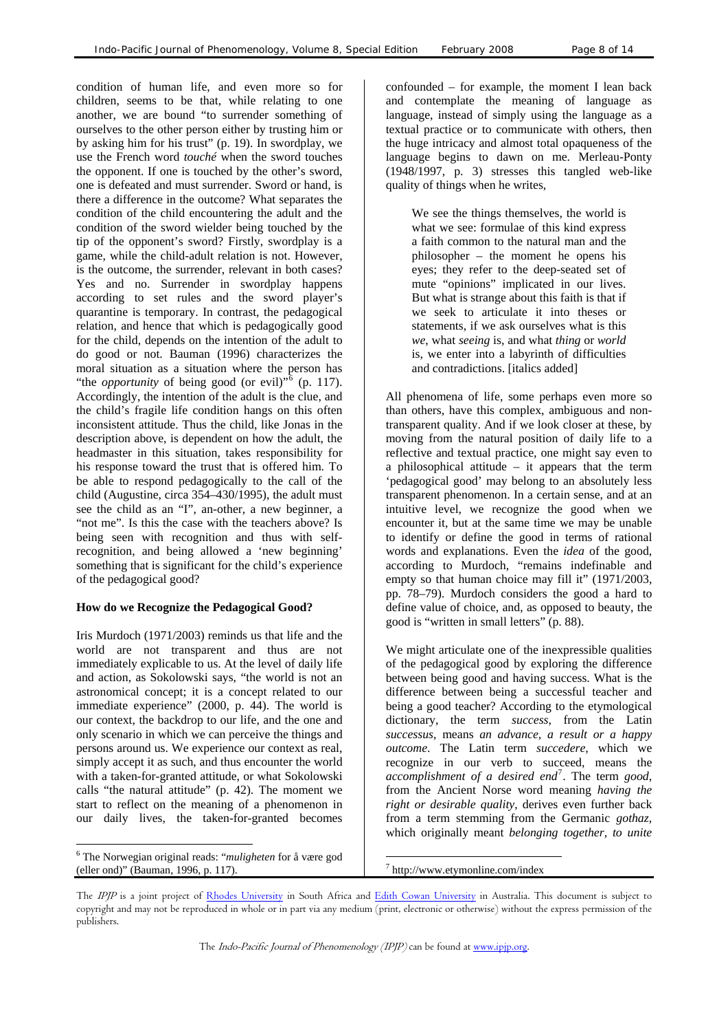condition of human life, and even more so for children, seems to be that, while relating to one another, we are bound "to surrender something of ourselves to the other person either by trusting him or by asking him for his trust" (p. 19). In swordplay, we use the French word *touché* when the sword touches the opponent. If one is touched by the other's sword, one is defeated and must surrender. Sword or hand, is there a difference in the outcome? What separates the condition of the child encountering the adult and the condition of the sword wielder being touched by the tip of the opponent's sword? Firstly, swordplay is a game, while the child-adult relation is not. However, is the outcome, the surrender, relevant in both cases? Yes and no. Surrender in swordplay happens according to set rules and the sword player's quarantine is temporary. In contrast, the pedagogical relation, and hence that which is pedagogically good for the child, depends on the intention of the adult to do good or not. Bauman (1996) characterizes the moral situation as a situation where the person has "the *opportunity* of being good (or evil)"[6] (p. 117). Accordingly, the intention of the adult is the clue, and the child's fragile life condition hangs on this often inconsistent attitude. Thus the child, like Jonas in the description above, is dependent on how the adult, the headmaster in this situation, takes responsibility for his response toward the trust that is offered him. To be able to respond pedagogically to the call of the child (Augustine, circa 354–430/1995), the adult must see the child as an "I", an-other, a new beginner, a "not me". Is this the case with the teachers above? Is being seen with recognition and thus with self-recognition, and being allowed a 'new beginning' something that is significant for the child's experience of the pedagogical good?

### How do we Recognize the Pedagogical Good?

Iris Murdoch (1971/2003) reminds us that life and the world are not transparent and thus are not immediately explicable to us. At the level of daily life and action, as Sokolowski says, "the world is not an astronomical concept; it is a concept related to our immediate experience" (2000, p. 44). The world is our context, the backdrop to our life, and the one and only scenario in which we can perceive the things and persons around us. We experience our context as real, simply accept it as such, and thus encounter the world with a taken-for-granted attitude, or what Sokolowski calls "the natural attitude" (p. 42). The moment we start to reflect on the meaning of a phenomenon in our daily lives, the taken-for-granted becomes confounded – for example, the moment I lean back and contemplate the meaning of language as language, instead of simply using the language as a textual practice or to communicate with others, then the huge intricacy and almost total opaqueness of the language begins to dawn on me. Merleau-Ponty (1948/1997, p. 3) stresses this tangled web-like quality of things when he writes,

> We see the things themselves, the world is what we see: formulae of this kind express a faith common to the natural man and the philosopher – the moment he opens his eyes; they refer to the deep-seated set of mute "opinions" implicated in our lives. But what is strange about this faith is that if we seek to articulate it into theses or statements, if we ask ourselves what is this *we*, what *seeing* is, and what *thing* or *world* is, we enter into a labyrinth of difficulties and contradictions. [italics added]

All phenomena of life, some perhaps even more so than others, have this complex, ambiguous and non-transparent quality. And if we look closer at these, by moving from the natural position of daily life to a reflective and textual practice, one might say even to a philosophical attitude – it appears that the term 'pedagogical good' may belong to an absolutely less transparent phenomenon. In a certain sense, and at an intuitive level, we recognize the good when we encounter it, but at the same time we may be unable to identify or define the good in terms of rational words and explanations. Even the *idea* of the good, according to Murdoch, "remains indefinable and empty so that human choice may fill it" (1971/2003, pp. 78–79). Murdoch considers the good a hard to define value of choice, and, as opposed to beauty, the good is "written in small letters" (p. 88).

We might articulate one of the inexpressible qualities of the pedagogical good by exploring the difference between being good and having success. What is the difference between being a successful teacher and being a good teacher? According to the etymological dictionary, the term *success,* from the Latin *successus*, means *an advance, a result or a happy outcome*. The Latin term *succedere,* which we recognize in our verb to succeed, means the *accomplishment of a desired end*[7]. The term *good*, from the Ancient Norse word meaning *having the right or desirable quality*, derives even further back from a term stemming from the Germanic *gothaz*, which originally meant *belonging together, to unite*

---

[6] The Norwegian original reads: "*muligheten* for å være god (eller ond)" (Bauman, 1996, p. 117).

[7] http://www.etymonline.com/index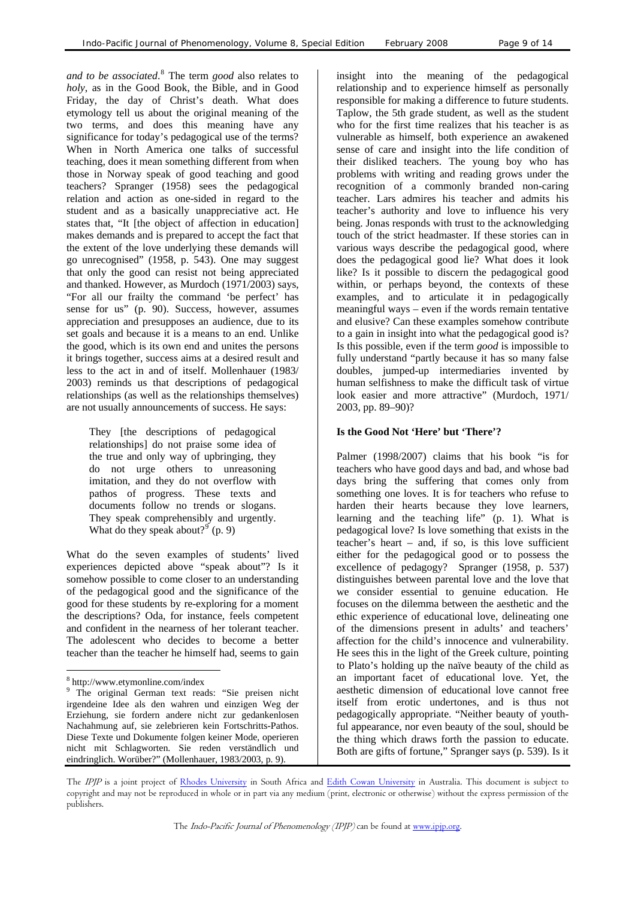*and to be associated*.[8] The term *good* also relates to *holy*, as in the Good Book, the Bible, and in Good Friday, the day of Christ's death. What does etymology tell us about the original meaning of the two terms, and does this meaning have any significance for today's pedagogical use of the terms? When in North America one talks of successful teaching, does it mean something different from when those in Norway speak of good teaching and good teachers? Spranger (1958) sees the pedagogical relation and action as one-sided in regard to the student and as a basically unappreciative act. He states that, "It [the object of affection in education] makes demands and is prepared to accept the fact that the extent of the love underlying these demands will go unrecognised" (1958, p. 543). One may suggest that only the good can resist not being appreciated and thanked. However, as Murdoch (1971/2003) says, "For all our frailty the command 'be perfect' has sense for us" (p. 90). Success, however, assumes appreciation and presupposes an audience, due to its set goals and because it is a means to an end. Unlike the good, which is its own end and unites the persons it brings together, success aims at a desired result and less to the act in and of itself. Mollenhauer (1983/2003) reminds us that descriptions of pedagogical relationships (as well as the relationships themselves) are not usually announcements of success. He says:

> They [the descriptions of pedagogical relationships] do not praise some idea of the true and only way of upbringing, they do not urge others to unreasoning imitation, and they do not overflow with pathos of progress. These texts and documents follow no trends or slogans. They speak comprehensibly and urgently. What do they speak about?[9] (p. 9)

What do the seven examples of students' lived experiences depicted above "speak about"? Is it somehow possible to come closer to an understanding of the pedagogical good and the significance of the good for these students by re-exploring for a moment the descriptions? Oda, for instance, feels competent and confident in the nearness of her tolerant teacher. The adolescent who decides to become a better teacher than the teacher he himself had, seems to gain insight into the meaning of the pedagogical relationship and to experience himself as personally responsible for making a difference to future students. Taplow, the 5th grade student, as well as the student who for the first time realizes that his teacher is as vulnerable as himself, both experience an awakened sense of care and insight into the life condition of their disliked teachers. The young boy who has problems with writing and reading grows under the recognition of a commonly branded non-caring teacher. Lars admires his teacher and admits his teacher's authority and love to influence his very being. Jonas responds with trust to the acknowledging touch of the strict headmaster. If these stories can in various ways describe the pedagogical good, where does the pedagogical good lie? What does it look like? Is it possible to discern the pedagogical good within, or perhaps beyond, the contexts of these examples, and to articulate it in pedagogically meaningful ways – even if the words remain tentative and elusive? Can these examples somehow contribute to a gain in insight into what the pedagogical good is? Is this possible, even if the term *good* is impossible to fully understand "partly because it has so many false doubles, jumped-up intermediaries invented by human selfishness to make the difficult task of virtue look easier and more attractive" (Murdoch, 1971/2003, pp. 89–90)?

## Is the Good Not 'Here' but 'There'?

Palmer (1998/2007) claims that his book "is for teachers who have good days and bad, and whose bad days bring the suffering that comes only from something one loves. It is for teachers who refuse to harden their hearts because they love learners, learning and the teaching life" (p. 1). What is pedagogical love? Is love something that exists in the teacher's heart – and, if so, is this love sufficient either for the pedagogical good or to possess the excellence of pedagogy? Spranger (1958, p. 537) distinguishes between parental love and the love that we consider essential to genuine education. He focuses on the dilemma between the aesthetic and the ethic experience of educational love, delineating one of the dimensions present in adults' and teachers' affection for the child's innocence and vulnerability. He sees this in the light of the Greek culture, pointing to Plato's holding up the naïve beauty of the child as an important facet of educational love. Yet, the aesthetic dimension of educational love cannot free itself from erotic undertones, and is thus not pedagogically appropriate. "Neither beauty of youthful appearance, nor even beauty of the soul, should be the thing which draws forth the passion to educate. Both are gifts of fortune," Spranger says (p. 539). Is it

---

[8] http://www.etymonline.com/index

[9] The original German text reads: "Sie preisen nicht irgendeine Idee als den wahren und einzigen Weg der Erziehung, sie fordern andere nicht zur gedankenlosen Nachahmung auf, sie zelebrieren kein Fortschritts-Pathos. Diese Texte und Dokumente folgen keiner Mode, operieren nicht mit Schlagworten. Sie reden verständlich und eindringlich. Worüber?" (Mollenhauer, 1983/2003, p. 9).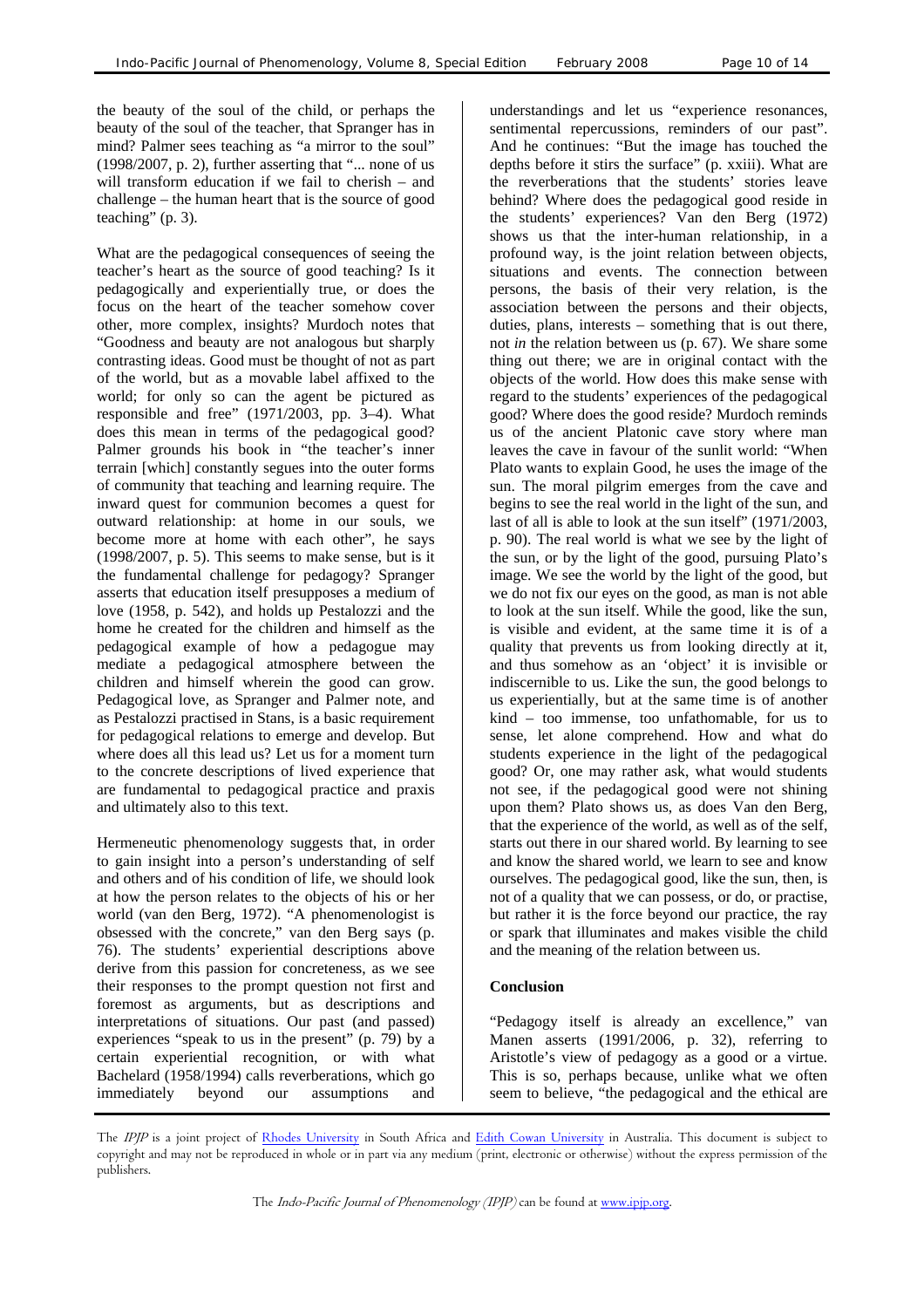the beauty of the soul of the child, or perhaps the beauty of the soul of the teacher, that Spranger has in mind? Palmer sees teaching as "a mirror to the soul" (1998/2007, p. 2), further asserting that "... none of us will transform education if we fail to cherish – and challenge – the human heart that is the source of good teaching" (p. 3).

What are the pedagogical consequences of seeing the teacher's heart as the source of good teaching? Is it pedagogically and experientially true, or does the focus on the heart of the teacher somehow cover other, more complex, insights? Murdoch notes that "Goodness and beauty are not analogous but sharply contrasting ideas. Good must be thought of not as part of the world, but as a movable label affixed to the world; for only so can the agent be pictured as responsible and free" (1971/2003, pp. 3–4). What does this mean in terms of the pedagogical good? Palmer grounds his book in "the teacher's inner terrain [which] constantly segues into the outer forms of community that teaching and learning require. The inward quest for communion becomes a quest for outward relationship: at home in our souls, we become more at home with each other", he says (1998/2007, p. 5). This seems to make sense, but is it the fundamental challenge for pedagogy? Spranger asserts that education itself presupposes a medium of love (1958, p. 542), and holds up Pestalozzi and the home he created for the children and himself as the pedagogical example of how a pedagogue may mediate a pedagogical atmosphere between the children and himself wherein the good can grow. Pedagogical love, as Spranger and Palmer note, and as Pestalozzi practised in Stans, is a basic requirement for pedagogical relations to emerge and develop. But where does all this lead us? Let us for a moment turn to the concrete descriptions of lived experience that are fundamental to pedagogical practice and praxis and ultimately also to this text.

Hermeneutic phenomenology suggests that, in order to gain insight into a person's understanding of self and others and of his condition of life, we should look at how the person relates to the objects of his or her world (van den Berg, 1972). "A phenomenologist is obsessed with the concrete," van den Berg says (p. 76). The students' experiential descriptions above derive from this passion for concreteness, as we see their responses to the prompt question not first and foremost as arguments, but as descriptions and interpretations of situations. Our past (and passed) experiences "speak to us in the present" (p. 79) by a certain experiential recognition, or with what Bachelard (1958/1994) calls reverberations, which go immediately beyond our assumptions and understandings and let us "experience resonances, sentimental repercussions, reminders of our past". And he continues: "But the image has touched the depths before it stirs the surface" (p. xxiii). What are the reverberations that the students' stories leave behind? Where does the pedagogical good reside in the students' experiences? Van den Berg (1972) shows us that the inter-human relationship, in a profound way, is the joint relation between objects, situations and events. The connection between persons, the basis of their very relation, is the association between the persons and their objects, duties, plans, interests – something that is out there, not *in* the relation between us (p. 67). We share some thing out there; we are in original contact with the objects of the world. How does this make sense with regard to the students' experiences of the pedagogical good? Where does the good reside? Murdoch reminds us of the ancient Platonic cave story where man leaves the cave in favour of the sunlit world: "When Plato wants to explain Good, he uses the image of the sun. The moral pilgrim emerges from the cave and begins to see the real world in the light of the sun, and last of all is able to look at the sun itself" (1971/2003, p. 90). The real world is what we see by the light of the sun, or by the light of the good, pursuing Plato's image. We see the world by the light of the good, but we do not fix our eyes on the good, as man is not able to look at the sun itself. While the good, like the sun, is visible and evident, at the same time it is of a quality that prevents us from looking directly at it, and thus somehow as an 'object' it is invisible or indiscernible to us. Like the sun, the good belongs to us experientially, but at the same time is of another kind – too immense, too unfathomable, for us to sense, let alone comprehend. How and what do students experience in the light of the pedagogical good? Or, one may rather ask, what would students not see, if the pedagogical good were not shining upon them? Plato shows us, as does Van den Berg, that the experience of the world, as well as of the self, starts out there in our shared world. By learning to see and know the shared world, we learn to see and know ourselves. The pedagogical good, like the sun, then, is not of a quality that we can possess, or do, or practise, but rather it is the force beyond our practice, the ray or spark that illuminates and makes visible the child and the meaning of the relation between us.

## Conclusion

"Pedagogy itself is already an excellence," van Manen asserts (1991/2006, p. 32), referring to Aristotle's view of pedagogy as a good or a virtue. This is so, perhaps because, unlike what we often seem to believe, "the pedagogical and the ethical are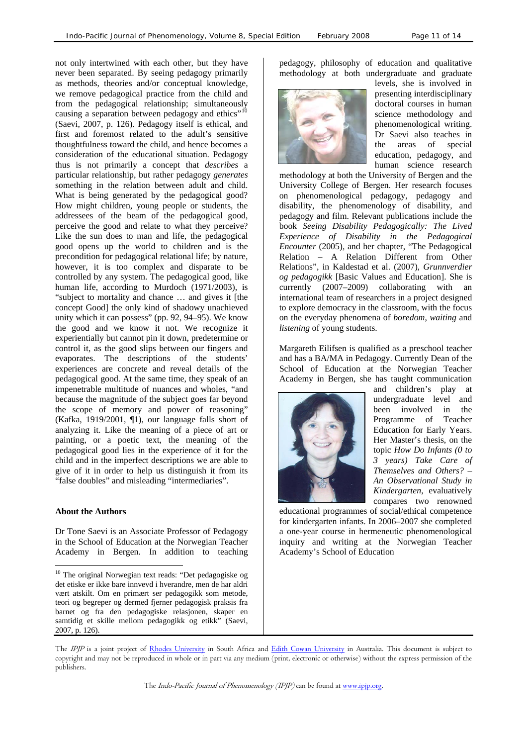not only intertwined with each other, but they have never been separated. By seeing pedagogy primarily as methods, theories and/or conceptual knowledge, we remove pedagogical practice from the child and from the pedagogical relationship; simultaneously causing a separation between pedagogy and ethics"[10] (Saevi, 2007, p. 126). Pedagogy itself is ethical, and first and foremost related to the adult's sensitive thoughtfulness toward the child, and hence becomes a consideration of the educational situation. Pedagogy thus is not primarily a concept that *describes* a particular relationship, but rather pedagogy *generates* something in the relation between adult and child. What is being generated by the pedagogical good? How might children, young people or students, the addressees of the beam of the pedagogical good, perceive the good and relate to what they perceive? Like the sun does to man and life, the pedagogical good opens up the world to children and is the precondition for pedagogical relational life; by nature, however, it is too complex and disparate to be controlled by any system. The pedagogical good, like human life, according to Murdoch (1971/2003), is "subject to mortality and chance … and gives it [the concept Good] the only kind of shadowy unachieved unity which it can possess" (pp. 92, 94–95). We know the good and we know it not. We recognize it experientially but cannot pin it down, predetermine or control it, as the good slips between our fingers and evaporates. The descriptions of the students' experiences are concrete and reveal details of the pedagogical good. At the same time, they speak of an impenetrable multitude of nuances and wholes, "and because the magnitude of the subject goes far beyond the scope of memory and power of reasoning" (Kafka, 1919/2001, ¶1), our language falls short of analyzing it. Like the meaning of a piece of art or painting, or a poetic text, the meaning of the pedagogical good lies in the experience of it for the child and in the imperfect descriptions we are able to give of it in order to help us distinguish it from its "false doubles" and misleading "intermediaries".

### About the Authors

Dr Tone Saevi is an Associate Professor of Pedagogy in the School of Education at the Norwegian Teacher Academy in Bergen. In addition to teaching pedagogy, philosophy of education and qualitative methodology at both undergraduate and graduate levels, she is involved in presenting interdisciplinary doctoral courses in human science methodology and phenomenological writing. Dr Saevi also teaches in the areas of special education, pedagogy, and human science research methodology at both the University of Bergen and the University College of Bergen. Her research focuses on phenomenological pedagogy, pedagogy and disability, the phenomenology of disability, and pedagogy and film. Relevant publications include the book *Seeing Disability Pedagogically: The Lived Experience of Disability in the Pedagogical Encounter* (2005), and her chapter, "The Pedagogical Relation – A Relation Different from Other Relations", in Kaldestad et al. (2007), *Grunnverdier og pedagogikk* [Basic Values and Education]. She is currently (2007–2009) collaborating with an international team of researchers in a project designed to explore democracy in the classroom, with the focus on the everyday phenomena of *boredom*, *waiting* and *listening* of young students.

Margareth Eilifsen is qualified as a preschool teacher and has a BA/MA in Pedagogy. Currently Dean of the School of Education at the Norwegian Teacher Academy in Bergen, she has taught communication and children's play at undergraduate level and been involved in the Programme of Teacher Education for Early Years. Her Master's thesis, on the topic *How Do Infants (0 to 3 years) Take Care of Themselves and Others? – An Observational Study in Kindergarten*, evaluatively compares two renowned educational programmes of social/ethical competence for kindergarten infants. In 2006–2007 she completed a one-year course in hermeneutic phenomenological inquiry and writing at the Norwegian Teacher Academy's School of Education

---

[10] The original Norwegian text reads: "Det pedagogiske og det etiske er ikke bare innevd i hverandre, men de har aldri vært atskilt. Om en primært ser pedagogikk som metode, teori og begreper og dermed fjerner pedagogisk praksis fra barnet og fra den pedagogiske relasjonen, skaper en samtidig et skille mellom pedagogikk og etikk" (Saevi, 2007, p. 126).

The *IPJP* is a joint project of Rhodes University in South Africa and Edith Cowan University in Australia. This document is subject to copyright and may not be reproduced in whole or in part via any medium (print, electronic or otherwise) without the express permission of the publishers.

The *Indo-Pacific Journal of Phenomenology (IPJP)* can be found at www.ipjp.org.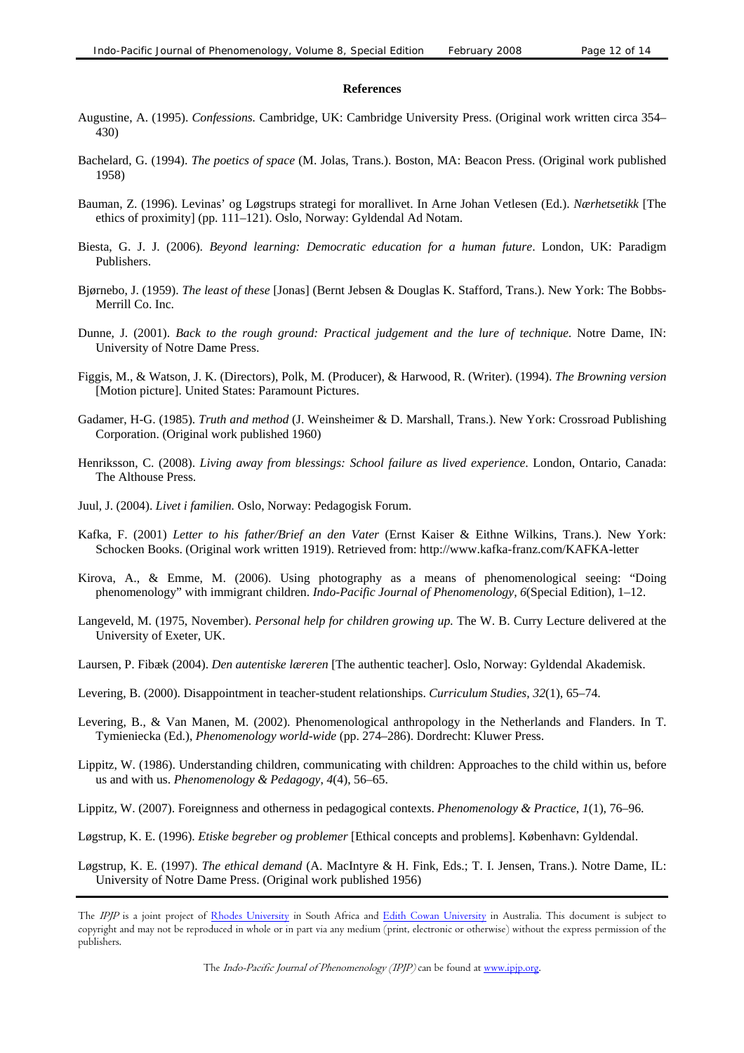**References**

Augustine, A. (1995). *Confessions.* Cambridge, UK: Cambridge University Press. (Original work written circa 354–430)

Bachelard, G. (1994). *The poetics of space* (M. Jolas, Trans.). Boston, MA: Beacon Press. (Original work published 1958)

Bauman, Z. (1996). Levinas' og Løgstrups strategi for morallivet. In Arne Johan Vetlesen (Ed.). *Nærhetsetikk* [The ethics of proximity] (pp. 111–121). Oslo, Norway: Gyldendal Ad Notam.

Biesta, G. J. J. (2006). *Beyond learning: Democratic education for a human future*. London, UK: Paradigm Publishers.

Bjørnebo, J. (1959). *The least of these* [Jonas] (Bernt Jebsen & Douglas K. Stafford, Trans.). New York: The Bobbs-Merrill Co. Inc.

Dunne, J. (2001). *Back to the rough ground: Practical judgement and the lure of technique*. Notre Dame, IN: University of Notre Dame Press.

Figgis, M., & Watson, J. K. (Directors), Polk, M. (Producer), & Harwood, R. (Writer). (1994). *The Browning version* [Motion picture]. United States: Paramount Pictures.

Gadamer, H-G. (1985). *Truth and method* (J. Weinsheimer & D. Marshall, Trans.). New York: Crossroad Publishing Corporation. (Original work published 1960)

Henriksson, C. (2008). *Living away from blessings: School failure as lived experience*. London, Ontario, Canada: The Althouse Press.

Juul, J. (2004). *Livet i familien.* Oslo, Norway: Pedagogisk Forum.

Kafka, F. (2001) *Letter to his father/Brief an den Vater* (Ernst Kaiser & Eithne Wilkins, Trans.). New York: Schocken Books. (Original work written 1919). Retrieved from: http://www.kafka-franz.com/KAFKA-letter

Kirova, A., & Emme, M. (2006). Using photography as a means of phenomenological seeing: "Doing phenomenology" with immigrant children. *Indo-Pacific Journal of Phenomenology, 6*(Special Edition), 1–12.

Langeveld, M. (1975, November). *Personal help for children growing up.* The W. B. Curry Lecture delivered at the University of Exeter, UK.

Laursen, P. Fibæk (2004). *Den autentiske læreren* [The authentic teacher]. Oslo, Norway: Gyldendal Akademisk.

Levering, B. (2000). Disappointment in teacher-student relationships. *Curriculum Studies, 32*(1), 65–74.

Levering, B., & Van Manen, M. (2002). Phenomenological anthropology in the Netherlands and Flanders. In T. Tymieniecka (Ed.), *Phenomenology world-wide* (pp. 274–286). Dordrecht: Kluwer Press.

Lippitz, W. (1986). Understanding children, communicating with children: Approaches to the child within us, before us and with us. *Phenomenology & Pedagogy, 4*(4), 56–65.

Lippitz, W. (2007). Foreignness and otherness in pedagogical contexts. *Phenomenology & Practice, 1*(1), 76–96.

Løgstrup, K. E. (1996). *Etiske begreber og problemer* [Ethical concepts and problems]. København: Gyldendal.

Løgstrup, K. E. (1997). *The ethical demand* (A. MacIntyre & H. Fink, Eds.; T. I. Jensen, Trans.). Notre Dame, IL: University of Notre Dame Press. (Original work published 1956)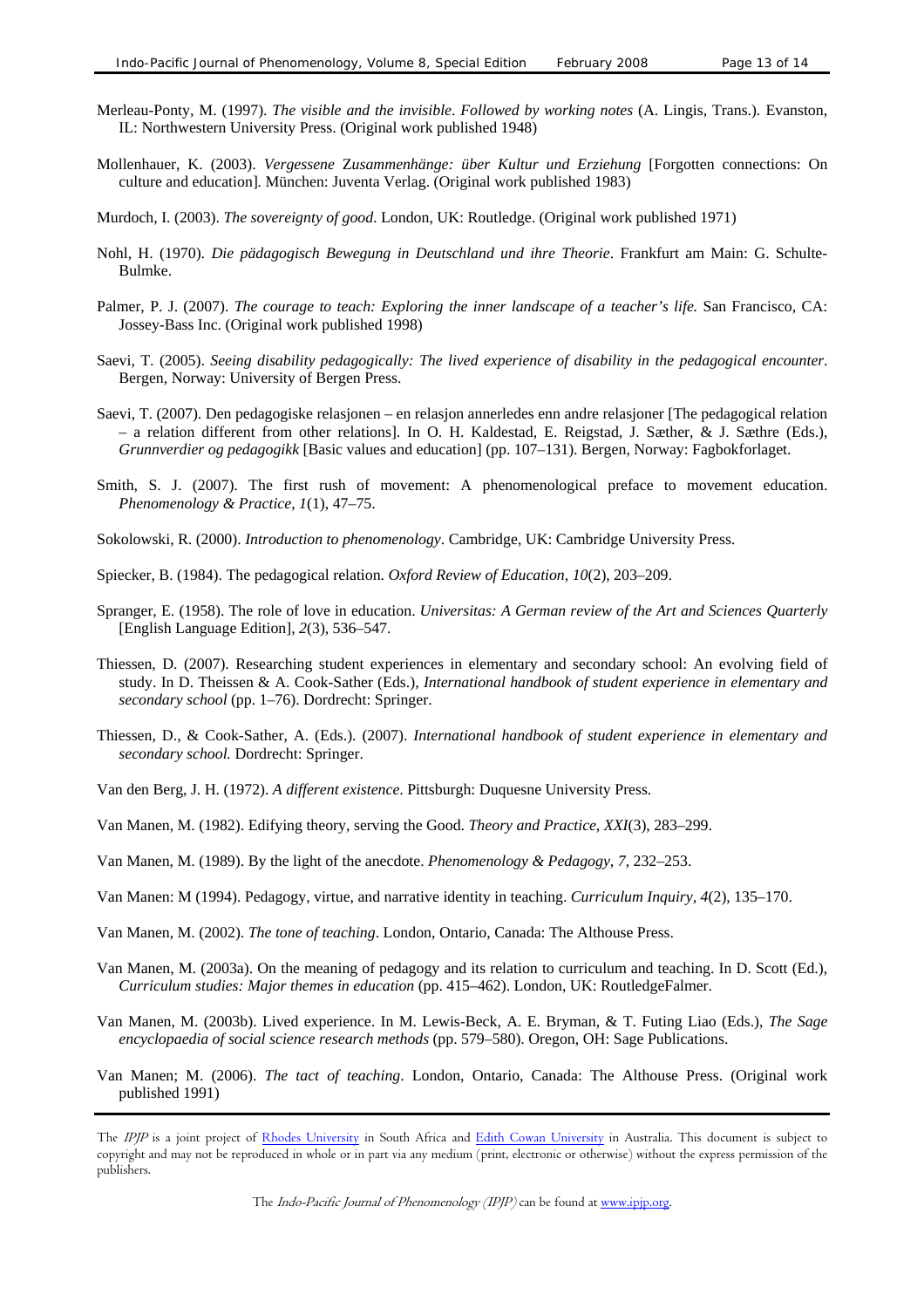Merleau-Ponty, M. (1997). *The visible and the invisible*. *Followed by working notes* (A. Lingis, Trans.). Evanston, IL: Northwestern University Press. (Original work published 1948)

Mollenhauer, K. (2003). *Vergessene Zusammenhänge: über Kultur und Erziehung* [Forgotten connections: On culture and education]. München: Juventa Verlag. (Original work published 1983)

Murdoch, I. (2003). *The sovereignty of good*. London, UK: Routledge. (Original work published 1971)

Nohl, H. (1970). *Die pädagogisch Bewegung in Deutschland und ihre Theorie*. Frankfurt am Main: G. Schulte-Bulmke.

Palmer, P. J. (2007). *The courage to teach: Exploring the inner landscape of a teacher's life.* San Francisco, CA: Jossey-Bass Inc. (Original work published 1998)

Saevi, T. (2005). *Seeing disability pedagogically: The lived experience of disability in the pedagogical encounter*. Bergen, Norway: University of Bergen Press.

Saevi, T. (2007). Den pedagogiske relasjonen – en relasjon annerledes enn andre relasjoner [The pedagogical relation – a relation different from other relations]. In O. H. Kaldestad, E. Reigstad, J. Sæther, & J. Sæthre (Eds.), *Grunnverdier og pedagogikk* [Basic values and education] (pp. 107–131). Bergen, Norway: Fagbokforlaget.

Smith, S. J. (2007). The first rush of movement: A phenomenological preface to movement education. *Phenomenology & Practice*, *1*(1), 47–75.

Sokolowski, R. (2000). *Introduction to phenomenology*. Cambridge, UK: Cambridge University Press.

Spiecker, B. (1984). The pedagogical relation. *Oxford Review of Education*, *10*(2), 203–209.

Spranger, E. (1958). The role of love in education. *Universitas: A German review of the Art and Sciences Quarterly* [English Language Edition], *2*(3), 536–547.

Thiessen, D. (2007). Researching student experiences in elementary and secondary school: An evolving field of study. In D. Theissen & A. Cook-Sather (Eds.), *International handbook of student experience in elementary and secondary school* (pp. 1–76). Dordrecht: Springer.

Thiessen, D., & Cook-Sather, A. (Eds.). (2007). *International handbook of student experience in elementary and secondary school.* Dordrecht: Springer.

Van den Berg, J. H. (1972). *A different existence*. Pittsburgh: Duquesne University Press.

Van Manen, M. (1982). Edifying theory, serving the Good. *Theory and Practice*, *XXI*(3), 283–299.

Van Manen, M. (1989). By the light of the anecdote. *Phenomenology & Pedagogy*, *7*, 232–253.

Van Manen: M (1994). Pedagogy, virtue, and narrative identity in teaching. *Curriculum Inquiry*, *4*(2), 135–170.

Van Manen, M. (2002). *The tone of teaching*. London, Ontario, Canada: The Althouse Press.

Van Manen, M. (2003a). On the meaning of pedagogy and its relation to curriculum and teaching. In D. Scott (Ed.), *Curriculum studies: Major themes in education* (pp. 415–462). London, UK: RoutledgeFalmer.

Van Manen, M. (2003b). Lived experience. In M. Lewis-Beck, A. E. Bryman, & T. Futing Liao (Eds.), *The Sage encyclopaedia of social science research methods* (pp. 579–580). Oregon, OH: Sage Publications.

Van Manen; M. (2006). *The tact of teaching*. London, Ontario, Canada: The Althouse Press. (Original work published 1991)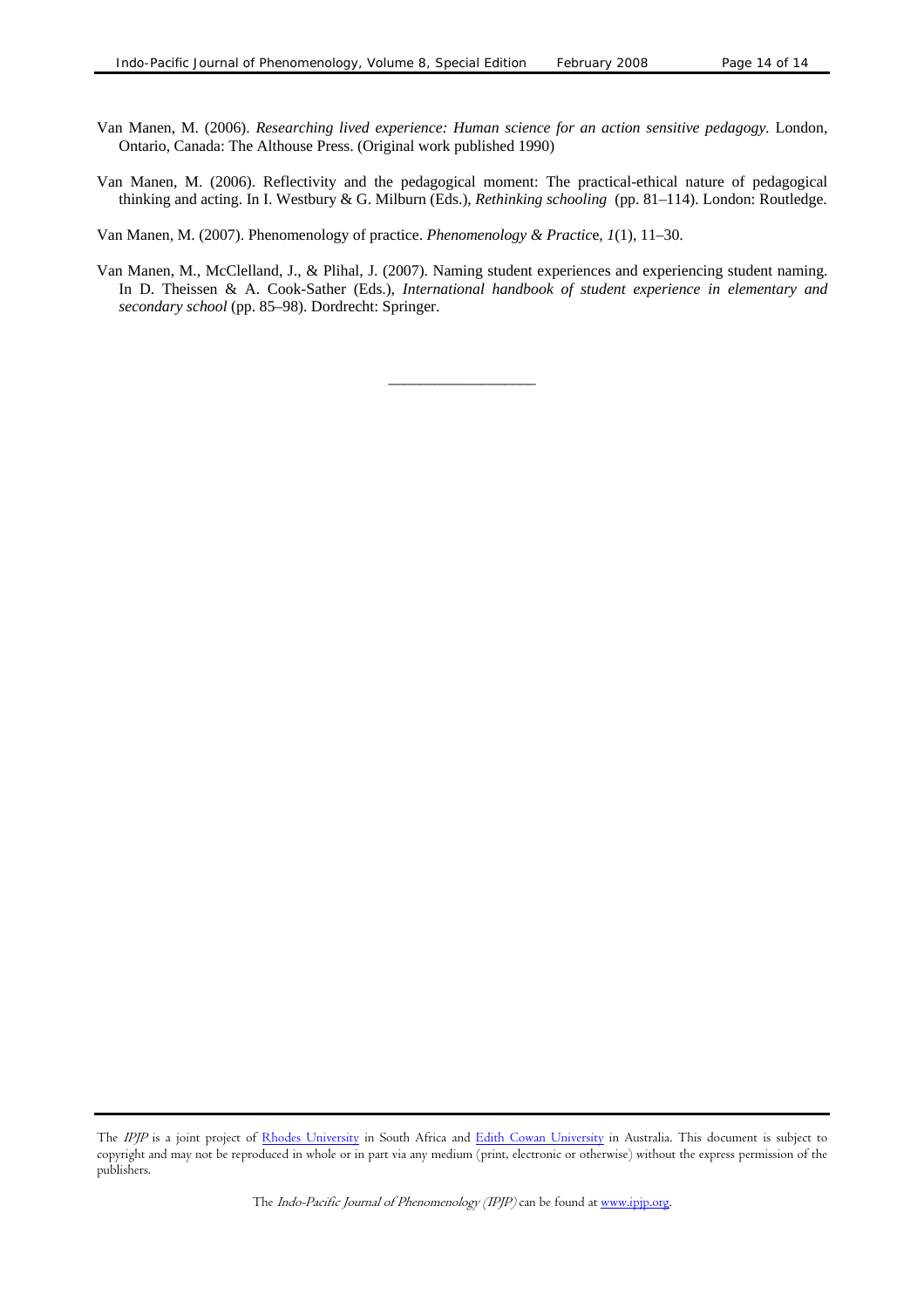Van Manen, M. (2006). *Researching lived experience: Human science for an action sensitive pedagogy.* London, Ontario, Canada: The Althouse Press. (Original work published 1990)

Van Manen, M. (2006). Reflectivity and the pedagogical moment: The practical-ethical nature of pedagogical thinking and acting. In I. Westbury & G. Milburn (Eds.), *Rethinking schooling* (pp. 81–114). London: Routledge.

Van Manen, M. (2007). Phenomenology of practice. *Phenomenology & Practice, 1*(1), 11–30.

Van Manen, M., McClelland, J., & Plihal, J. (2007). Naming student experiences and experiencing student naming. In D. Theissen & A. Cook-Sather (Eds.), *International handbook of student experience in elementary and secondary school* (pp. 85–98). Dordrecht: Springer.

___________________

The *IPJP* is a joint project of Rhodes University in South Africa and Edith Cowan University in Australia. This document is subject to copyright and may not be reproduced in whole or in part via any medium (print, electronic or otherwise) without the express permission of the publishers.

The *Indo-Pacific Journal of Phenomenology (IPJP)* can be found at www.ipjp.org.